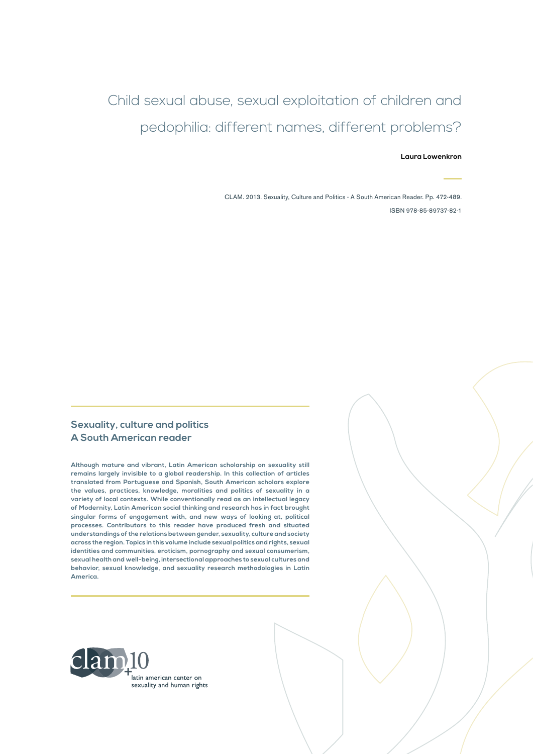# Child sexual abuse, sexual exploitation of children and pedophilia: different names, different problems?

**Laura Lowenkron**

CLAM. 2013. Sexuality, Culture and Politics - A South American Reader. Pp. 472-489.

ISBN 978-85-89737-82-1

## Sexuality, culture and politics
## A South American reader

**Although mature and vibrant, Latin American scholarship on sexuality still remains largely invisible to a global readership. In this collection of articles translated from Portuguese and Spanish, South American scholars explore the values, practices, knowledge, moralities and politics of sexuality in a variety of local contexts. While conventionally read as an intellectual legacy of Modernity, Latin American social thinking and research has in fact brought singular forms of engagement with, and new ways of looking at, political processes. Contributors to this reader have produced fresh and situated understandings of the relations between gender, sexuality, culture and society across the region. Topics in this volume include sexual politics and rights, sexual identities and communities, eroticism, pornography and sexual consumerism, sexual health and well-being, intersectional approaches to sexual cultures and behavior, sexual knowledge, and sexuality research methodologies in Latin America.**

clam+10

latin american center on sexuality and human rights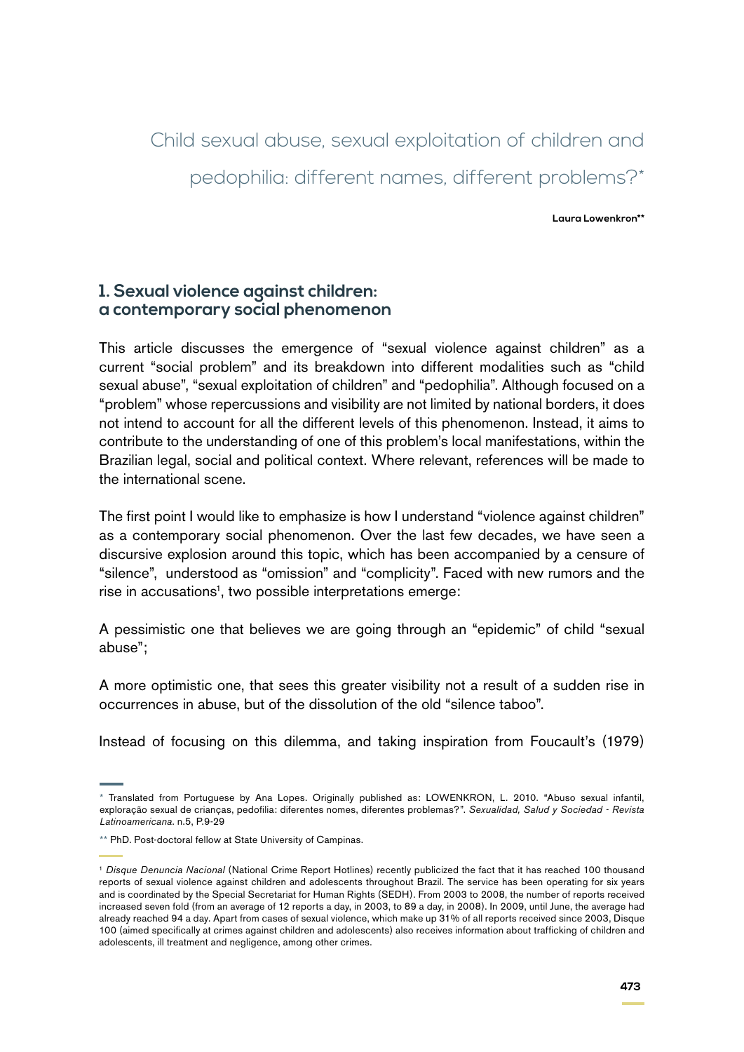# Child sexual abuse, sexual exploitation of children and pedophilia: different names, different problems?*

**Laura Lowenkron****

## 1. Sexual violence against children: a contemporary social phenomenon

This article discusses the emergence of "sexual violence against children" as a current "social problem" and its breakdown into different modalities such as "child sexual abuse", "sexual exploitation of children" and "pedophilia". Although focused on a "problem" whose repercussions and visibility are not limited by national borders, it does not intend to account for all the different levels of this phenomenon. Instead, it aims to contribute to the understanding of one of this problem's local manifestations, within the Brazilian legal, social and political context. Where relevant, references will be made to the international scene.

The first point I would like to emphasize is how I understand "violence against children" as a contemporary social phenomenon. Over the last few decades, we have seen a discursive explosion around this topic, which has been accompanied by a censure of "silence", understood as "omission" and "complicity". Faced with new rumors and the rise in accusations[1], two possible interpretations emerge:

A pessimistic one that believes we are going through an "epidemic" of child "sexual abuse";

A more optimistic one, that sees this greater visibility not a result of a sudden rise in occurrences in abuse, but of the dissolution of the old "silence taboo".

Instead of focusing on this dilemma, and taking inspiration from Foucault's (1979)

---

\* Translated from Portuguese by Ana Lopes. Originally published as: LOWENKRON, L. 2010. "Abuso sexual infantil, exploração sexual de crianças, pedofilia: diferentes nomes, diferentes problemas?". *Sexualidad, Salud y Sociedad - Revista Latinoamericana*. n.5, P.9-29

\*\* PhD. Post-doctoral fellow at State University of Campinas.

[1] *Disque Denuncia Nacional* (National Crime Report Hotlines) recently publicized the fact that it has reached 100 thousand reports of sexual violence against children and adolescents throughout Brazil. The service has been operating for six years and is coordinated by the Special Secretariat for Human Rights (SEDH). From 2003 to 2008, the number of reports received increased seven fold (from an average of 12 reports a day, in 2003, to 89 a day, in 2008). In 2009, until June, the average had already reached 94 a day. Apart from cases of sexual violence, which make up 31% of all reports received since 2003, Disque 100 (aimed specifically at crimes against children and adolescents) also receives information about trafficking of children and adolescents, ill treatment and negligence, among other crimes.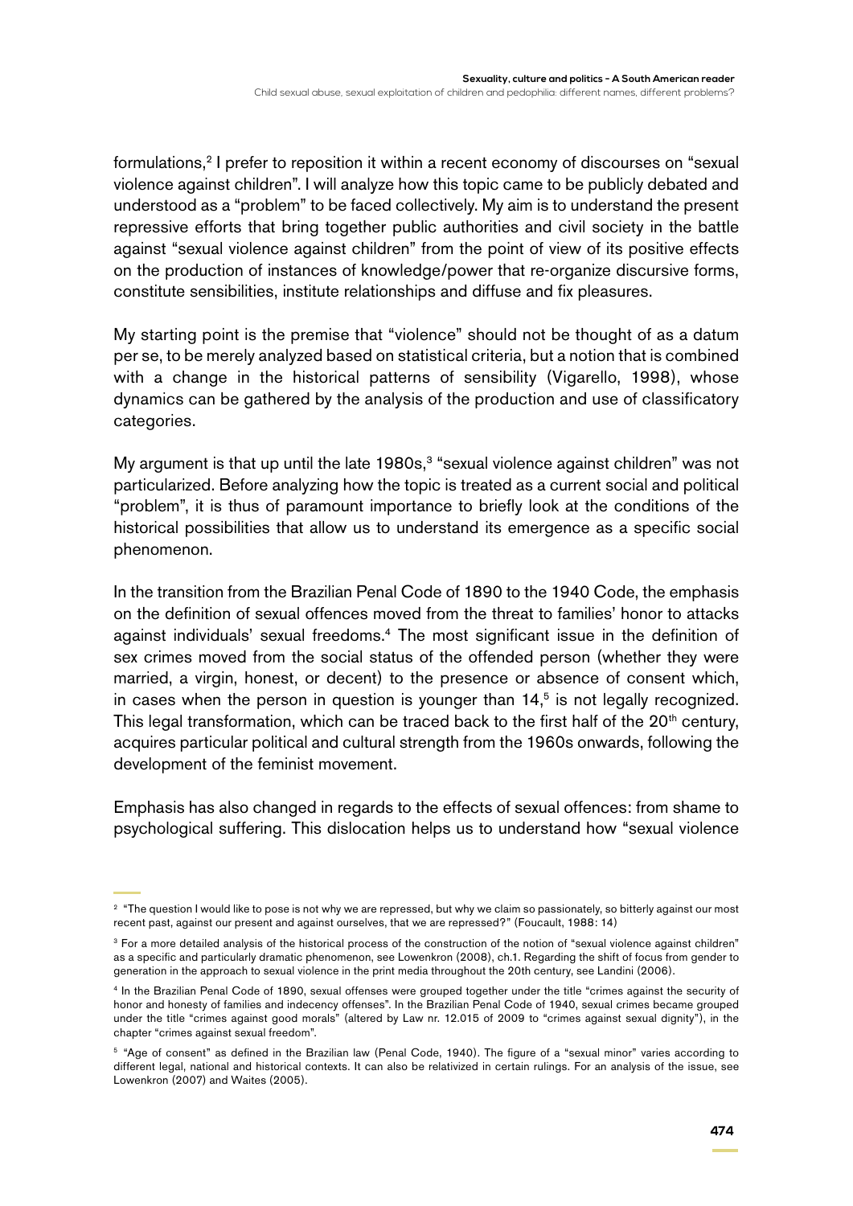formulations,[2] I prefer to reposition it within a recent economy of discourses on "sexual violence against children". I will analyze how this topic came to be publicly debated and understood as a "problem" to be faced collectively. My aim is to understand the present repressive efforts that bring together public authorities and civil society in the battle against "sexual violence against children" from the point of view of its positive effects on the production of instances of knowledge/power that re-organize discursive forms, constitute sensibilities, institute relationships and diffuse and fix pleasures.

My starting point is the premise that "violence" should not be thought of as a datum per se, to be merely analyzed based on statistical criteria, but a notion that is combined with a change in the historical patterns of sensibility (Vigarello, 1998), whose dynamics can be gathered by the analysis of the production and use of classificatory categories.

My argument is that up until the late 1980s,[3] "sexual violence against children" was not particularized. Before analyzing how the topic is treated as a current social and political "problem", it is thus of paramount importance to briefly look at the conditions of the historical possibilities that allow us to understand its emergence as a specific social phenomenon.

In the transition from the Brazilian Penal Code of 1890 to the 1940 Code, the emphasis on the definition of sexual offences moved from the threat to families' honor to attacks against individuals' sexual freedoms.[4] The most significant issue in the definition of sex crimes moved from the social status of the offended person (whether they were married, a virgin, honest, or decent) to the presence or absence of consent which, in cases when the person in question is younger than 14,[5] is not legally recognized. This legal transformation, which can be traced back to the first half of the 20th century, acquires particular political and cultural strength from the 1960s onwards, following the development of the feminist movement.

Emphasis has also changed in regards to the effects of sexual offences: from shame to psychological suffering. This dislocation helps us to understand how "sexual violence

---

[2] "The question I would like to pose is not why we are repressed, but why we claim so passionately, so bitterly against our most recent past, against our present and against ourselves, that we are repressed?" (Foucault, 1988: 14)

[3] For a more detailed analysis of the historical process of the construction of the notion of "sexual violence against children" as a specific and particularly dramatic phenomenon, see Lowenkron (2008), ch.1. Regarding the shift of focus from gender to generation in the approach to sexual violence in the print media throughout the 20th century, see Landini (2006).

[4] In the Brazilian Penal Code of 1890, sexual offenses were grouped together under the title "crimes against the security of honor and honesty of families and indecency offenses". In the Brazilian Penal Code of 1940, sexual crimes became grouped under the title "crimes against good morals" (altered by Law nr. 12.015 of 2009 to "crimes against sexual dignity"), in the chapter "crimes against sexual freedom".

[5] "Age of consent" as defined in the Brazilian law (Penal Code, 1940). The figure of a "sexual minor" varies according to different legal, national and historical contexts. It can also be relativized in certain rulings. For an analysis of the issue, see Lowenkron (2007) and Waites (2005).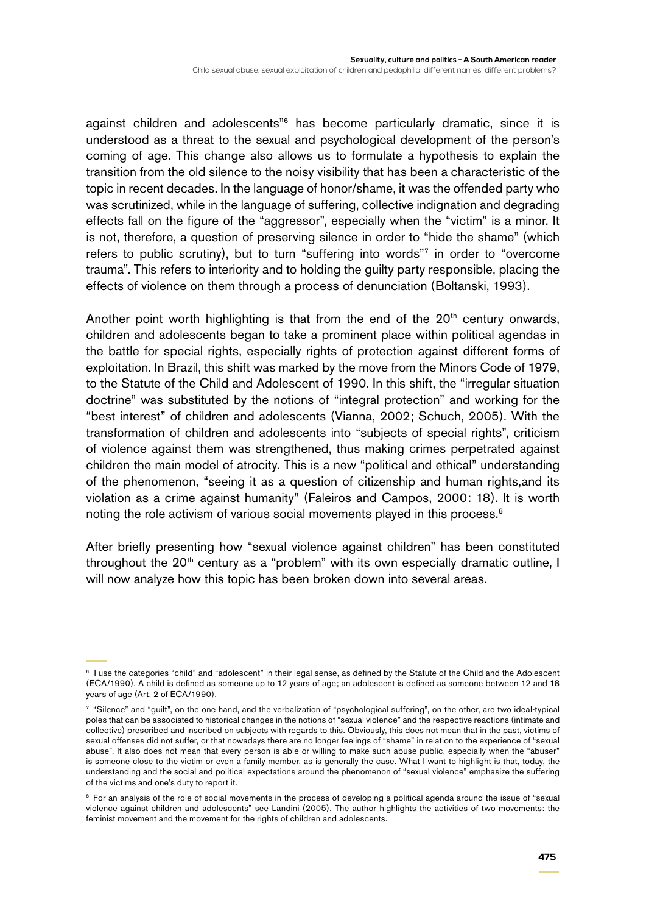against children and adolescents"[6] has become particularly dramatic, since it is understood as a threat to the sexual and psychological development of the person's coming of age. This change also allows us to formulate a hypothesis to explain the transition from the old silence to the noisy visibility that has been a characteristic of the topic in recent decades. In the language of honor/shame, it was the offended party who was scrutinized, while in the language of suffering, collective indignation and degrading effects fall on the figure of the "aggressor", especially when the "victim" is a minor. It is not, therefore, a question of preserving silence in order to "hide the shame" (which refers to public scrutiny), but to turn "suffering into words"[7] in order to "overcome trauma". This refers to interiority and to holding the guilty party responsible, placing the effects of violence on them through a process of denunciation (Boltanski, 1993).

Another point worth highlighting is that from the end of the 20th century onwards, children and adolescents began to take a prominent place within political agendas in the battle for special rights, especially rights of protection against different forms of exploitation. In Brazil, this shift was marked by the move from the Minors Code of 1979, to the Statute of the Child and Adolescent of 1990. In this shift, the "irregular situation doctrine" was substituted by the notions of "integral protection" and working for the "best interest" of children and adolescents (Vianna, 2002; Schuch, 2005). With the transformation of children and adolescents into "subjects of special rights", criticism of violence against them was strengthened, thus making crimes perpetrated against children the main model of atrocity. This is a new "political and ethical" understanding of the phenomenon, "seeing it as a question of citizenship and human rights,and its violation as a crime against humanity" (Faleiros and Campos, 2000: 18). It is worth noting the role activism of various social movements played in this process.[8]

After briefly presenting how "sexual violence against children" has been constituted throughout the 20th century as a "problem" with its own especially dramatic outline, I will now analyze how this topic has been broken down into several areas.

---

[6] I use the categories "child" and "adolescent" in their legal sense, as defined by the Statute of the Child and the Adolescent (ECA/1990). A child is defined as someone up to 12 years of age; an adolescent is defined as someone between 12 and 18 years of age (Art. 2 of ECA/1990).

[7] "Silence" and "guilt", on the one hand, and the verbalization of "psychological suffering", on the other, are two ideal-typical poles that can be associated to historical changes in the notions of "sexual violence" and the respective reactions (intimate and collective) prescribed and inscribed on subjects with regards to this. Obviously, this does not mean that in the past, victims of sexual offenses did not suffer, or that nowadays there are no longer feelings of "shame" in relation to the experience of "sexual abuse". It also does not mean that every person is able or willing to make such abuse public, especially when the "abuser" is someone close to the victim or even a family member, as is generally the case. What I want to highlight is that, today, the understanding and the social and political expectations around the phenomenon of "sexual violence" emphasize the suffering of the victims and one's duty to report it.

[8] For an analysis of the role of social movements in the process of developing a political agenda around the issue of "sexual violence against children and adolescents" see Landini (2005). The author highlights the activities of two movements: the feminist movement and the movement for the rights of children and adolescents.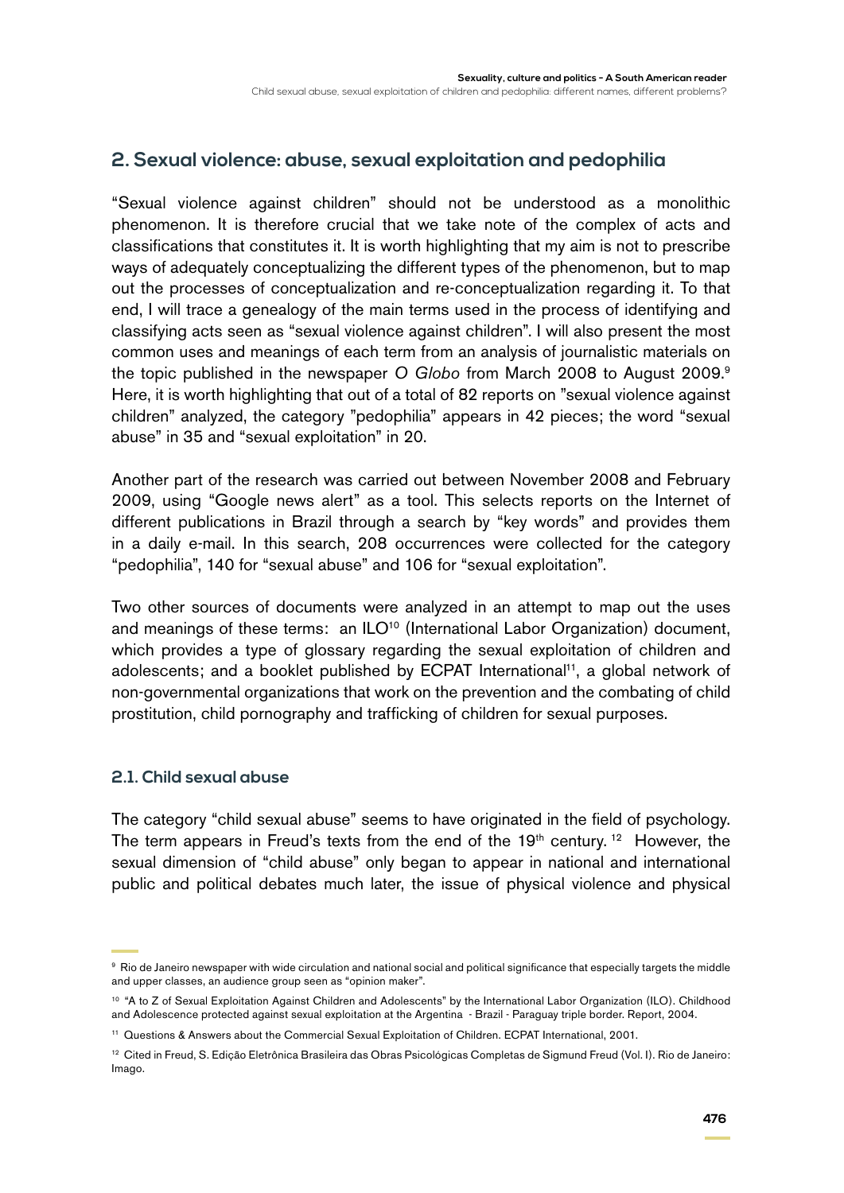## 2. Sexual violence: abuse, sexual exploitation and pedophilia

"Sexual violence against children" should not be understood as a monolithic phenomenon. It is therefore crucial that we take note of the complex of acts and classifications that constitutes it. It is worth highlighting that my aim is not to prescribe ways of adequately conceptualizing the different types of the phenomenon, but to map out the processes of conceptualization and re-conceptualization regarding it. To that end, I will trace a genealogy of the main terms used in the process of identifying and classifying acts seen as "sexual violence against children". I will also present the most common uses and meanings of each term from an analysis of journalistic materials on the topic published in the newspaper *O Globo* from March 2008 to August 2009.[9] Here, it is worth highlighting that out of a total of 82 reports on "sexual violence against children" analyzed, the category "pedophilia" appears in 42 pieces; the word "sexual abuse" in 35 and "sexual exploitation" in 20.

Another part of the research was carried out between November 2008 and February 2009, using "Google news alert" as a tool. This selects reports on the Internet of different publications in Brazil through a search by "key words" and provides them in a daily e-mail. In this search, 208 occurrences were collected for the category "pedophilia", 140 for "sexual abuse" and 106 for "sexual exploitation".

Two other sources of documents were analyzed in an attempt to map out the uses and meanings of these terms: an ILO[10] (International Labor Organization) document, which provides a type of glossary regarding the sexual exploitation of children and adolescents; and a booklet published by ECPAT International[11], a global network of non-governmental organizations that work on the prevention and the combating of child prostitution, child pornography and trafficking of children for sexual purposes.

### 2.1. Child sexual abuse

The category "child sexual abuse" seems to have originated in the field of psychology. The term appears in Freud's texts from the end of the 19th century. [12] However, the sexual dimension of "child abuse" only began to appear in national and international public and political debates much later, the issue of physical violence and physical

[9] Rio de Janeiro newspaper with wide circulation and national social and political significance that especially targets the middle and upper classes, an audience group seen as "opinion maker".

[10] "A to Z of Sexual Exploitation Against Children and Adolescents" by the International Labor Organization (ILO). Childhood and Adolescence protected against sexual exploitation at the Argentina - Brazil - Paraguay triple border. Report, 2004.

[11] Questions & Answers about the Commercial Sexual Exploitation of Children. ECPAT International, 2001.

[12] Cited in Freud, S. Edição Eletrônica Brasileira das Obras Psicológicas Completas de Sigmund Freud (Vol. I). Rio de Janeiro: Imago.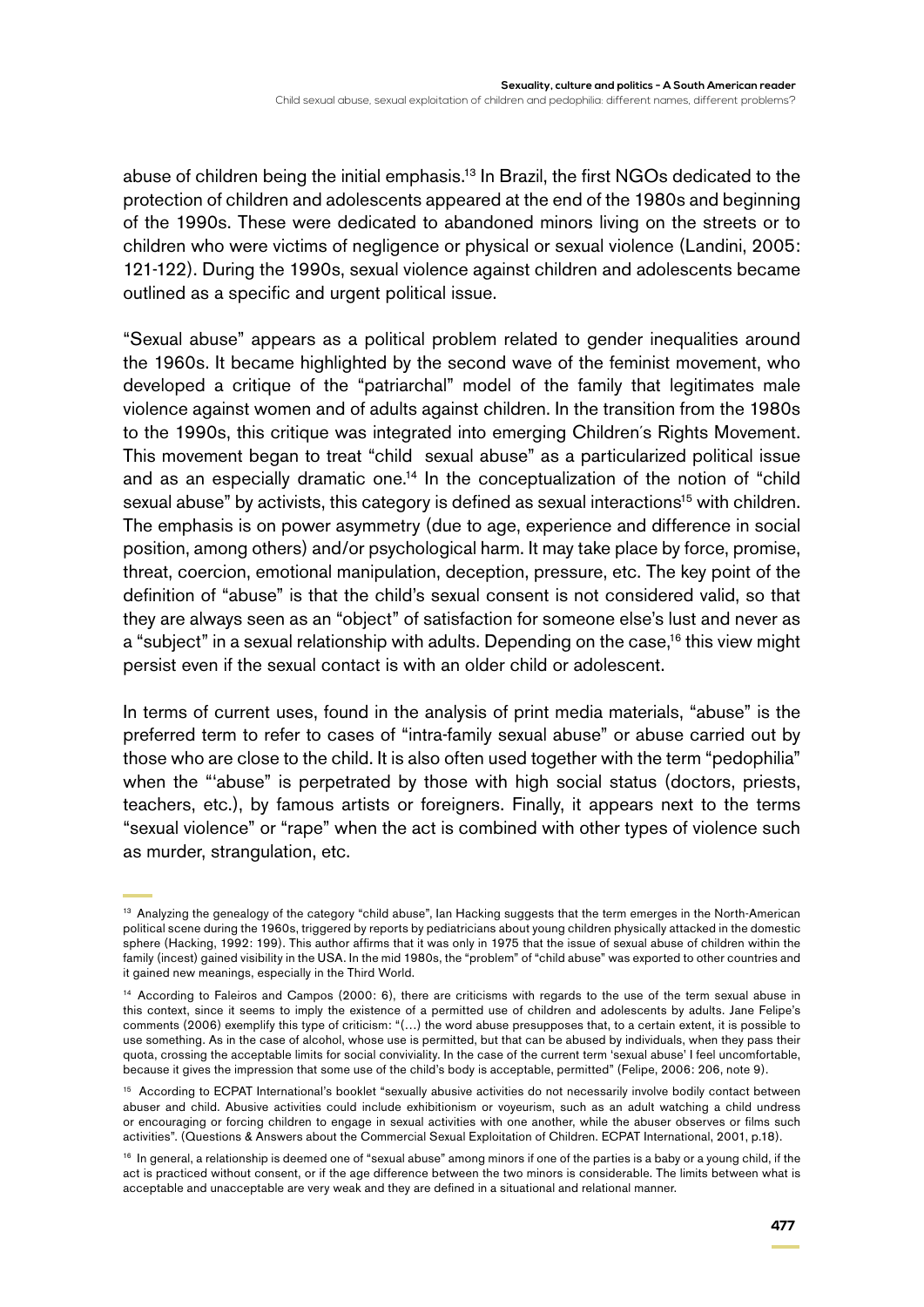abuse of children being the initial emphasis.[13] In Brazil, the first NGOs dedicated to the protection of children and adolescents appeared at the end of the 1980s and beginning of the 1990s. These were dedicated to abandoned minors living on the streets or to children who were victims of negligence or physical or sexual violence (Landini, 2005: 121-122). During the 1990s, sexual violence against children and adolescents became outlined as a specific and urgent political issue.

"Sexual abuse" appears as a political problem related to gender inequalities around the 1960s. It became highlighted by the second wave of the feminist movement, who developed a critique of the "patriarchal" model of the family that legitimates male violence against women and of adults against children. In the transition from the 1980s to the 1990s, this critique was integrated into emerging Children´s Rights Movement. This movement began to treat "child sexual abuse" as a particularized political issue and as an especially dramatic one.[14] In the conceptualization of the notion of "child sexual abuse" by activists, this category is defined as sexual interactions[15] with children. The emphasis is on power asymmetry (due to age, experience and difference in social position, among others) and/or psychological harm. It may take place by force, promise, threat, coercion, emotional manipulation, deception, pressure, etc. The key point of the definition of "abuse" is that the child's sexual consent is not considered valid, so that they are always seen as an "object" of satisfaction for someone else's lust and never as a "subject" in a sexual relationship with adults. Depending on the case,[16] this view might persist even if the sexual contact is with an older child or adolescent.

In terms of current uses, found in the analysis of print media materials, "abuse" is the preferred term to refer to cases of "intra-family sexual abuse" or abuse carried out by those who are close to the child. It is also often used together with the term "pedophilia" when the "'abuse" is perpetrated by those with high social status (doctors, priests, teachers, etc.), by famous artists or foreigners. Finally, it appears next to the terms "sexual violence" or "rape" when the act is combined with other types of violence such as murder, strangulation, etc.

---

[13] Analyzing the genealogy of the category "child abuse", Ian Hacking suggests that the term emerges in the North-American political scene during the 1960s, triggered by reports by pediatricians about young children physically attacked in the domestic sphere (Hacking, 1992: 199). This author affirms that it was only in 1975 that the issue of sexual abuse of children within the family (incest) gained visibility in the USA. In the mid 1980s, the "problem" of "child abuse" was exported to other countries and it gained new meanings, especially in the Third World.

[14] According to Faleiros and Campos (2000: 6), there are criticisms with regards to the use of the term sexual abuse in this context, since it seems to imply the existence of a permitted use of children and adolescents by adults. Jane Felipe's comments (2006) exemplify this type of criticism: "(…) the word abuse presupposes that, to a certain extent, it is possible to use something. As in the case of alcohol, whose use is permitted, but that can be abused by individuals, when they pass their quota, crossing the acceptable limits for social conviviality. In the case of the current term 'sexual abuse' I feel uncomfortable, because it gives the impression that some use of the child's body is acceptable, permitted" (Felipe, 2006: 206, note 9).

[15] According to ECPAT International's booklet "sexually abusive activities do not necessarily involve bodily contact between abuser and child. Abusive activities could include exhibitionism or voyeurism, such as an adult watching a child undress or encouraging or forcing children to engage in sexual activities with one another, while the abuser observes or films such activities". (Questions & Answers about the Commercial Sexual Exploitation of Children. ECPAT International, 2001, p.18).

[16] In general, a relationship is deemed one of "sexual abuse" among minors if one of the parties is a baby or a young child, if the act is practiced without consent, or if the age difference between the two minors is considerable. The limits between what is acceptable and unacceptable are very weak and they are defined in a situational and relational manner.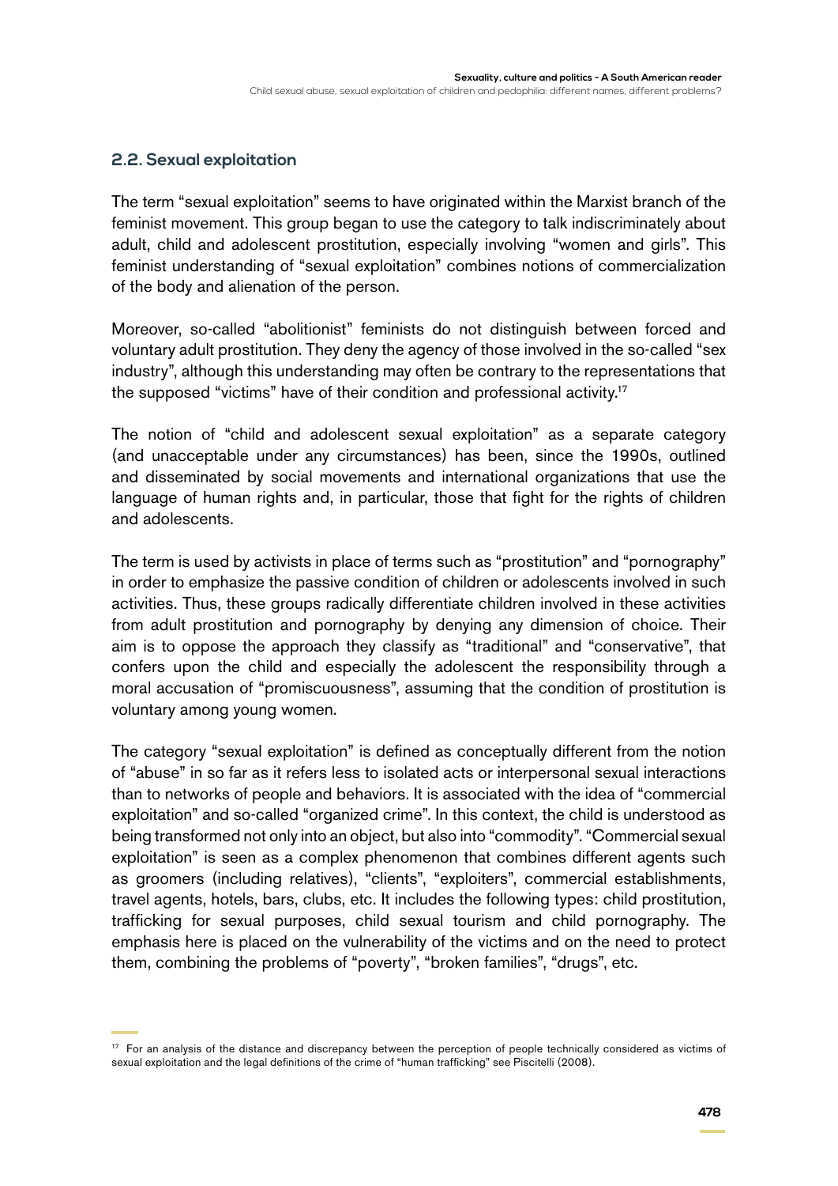### 2.2. Sexual exploitation

The term "sexual exploitation" seems to have originated within the Marxist branch of the feminist movement. This group began to use the category to talk indiscriminately about adult, child and adolescent prostitution, especially involving "women and girls". This feminist understanding of "sexual exploitation" combines notions of commercialization of the body and alienation of the person.

Moreover, so-called "abolitionist" feminists do not distinguish between forced and voluntary adult prostitution. They deny the agency of those involved in the so-called "sex industry", although this understanding may often be contrary to the representations that the supposed "victims" have of their condition and professional activity.[17]

The notion of "child and adolescent sexual exploitation" as a separate category (and unacceptable under any circumstances) has been, since the 1990s, outlined and disseminated by social movements and international organizations that use the language of human rights and, in particular, those that fight for the rights of children and adolescents.

The term is used by activists in place of terms such as "prostitution" and "pornography" in order to emphasize the passive condition of children or adolescents involved in such activities. Thus, these groups radically differentiate children involved in these activities from adult prostitution and pornography by denying any dimension of choice. Their aim is to oppose the approach they classify as "traditional" and "conservative", that confers upon the child and especially the adolescent the responsibility through a moral accusation of "promiscuousness", assuming that the condition of prostitution is voluntary among young women.

The category "sexual exploitation" is defined as conceptually different from the notion of "abuse" in so far as it refers less to isolated acts or interpersonal sexual interactions than to networks of people and behaviors. It is associated with the idea of "commercial exploitation" and so-called "organized crime". In this context, the child is understood as being transformed not only into an object, but also into "commodity". "Commercial sexual exploitation" is seen as a complex phenomenon that combines different agents such as groomers (including relatives), "clients", "exploiters", commercial establishments, travel agents, hotels, bars, clubs, etc. It includes the following types: child prostitution, trafficking for sexual purposes, child sexual tourism and child pornography. The emphasis here is placed on the vulnerability of the victims and on the need to protect them, combining the problems of "poverty", "broken families", "drugs", etc.

[17] For an analysis of the distance and discrepancy between the perception of people technically considered as victims of sexual exploitation and the legal definitions of the crime of "human trafficking" see Piscitelli (2008).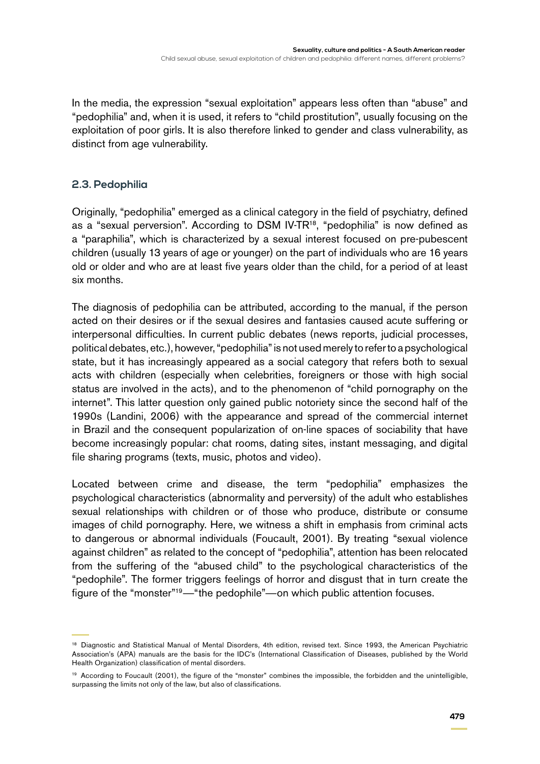In the media, the expression "sexual exploitation" appears less often than "abuse" and "pedophilia" and, when it is used, it refers to "child prostitution", usually focusing on the exploitation of poor girls. It is also therefore linked to gender and class vulnerability, as distinct from age vulnerability.

### 2.3. Pedophilia

Originally, "pedophilia" emerged as a clinical category in the field of psychiatry, defined as a "sexual perversion". According to DSM IV-TR[18], "pedophilia" is now defined as a "paraphilia", which is characterized by a sexual interest focused on pre-pubescent children (usually 13 years of age or younger) on the part of individuals who are 16 years old or older and who are at least five years older than the child, for a period of at least six months.

The diagnosis of pedophilia can be attributed, according to the manual, if the person acted on their desires or if the sexual desires and fantasies caused acute suffering or interpersonal difficulties. In current public debates (news reports, judicial processes, political debates, etc.), however, "pedophilia" is not used merely to refer to a psychological state, but it has increasingly appeared as a social category that refers both to sexual acts with children (especially when celebrities, foreigners or those with high social status are involved in the acts), and to the phenomenon of "child pornography on the internet". This latter question only gained public notoriety since the second half of the 1990s (Landini, 2006) with the appearance and spread of the commercial internet in Brazil and the consequent popularization of on-line spaces of sociability that have become increasingly popular: chat rooms, dating sites, instant messaging, and digital file sharing programs (texts, music, photos and video).

Located between crime and disease, the term "pedophilia" emphasizes the psychological characteristics (abnormality and perversity) of the adult who establishes sexual relationships with children or of those who produce, distribute or consume images of child pornography. Here, we witness a shift in emphasis from criminal acts to dangerous or abnormal individuals (Foucault, 2001). By treating "sexual violence against children" as related to the concept of "pedophilia", attention has been relocated from the suffering of the "abused child" to the psychological characteristics of the "pedophile". The former triggers feelings of horror and disgust that in turn create the figure of the "monster"[19]—"the pedophile"—on which public attention focuses.

---

[18] Diagnostic and Statistical Manual of Mental Disorders, 4th edition, revised text. Since 1993, the American Psychiatric Association's (APA) manuals are the basis for the IDC's (International Classification of Diseases, published by the World Health Organization) classification of mental disorders.

[19] According to Foucault (2001), the figure of the "monster" combines the impossible, the forbidden and the unintelligible, surpassing the limits not only of the law, but also of classifications.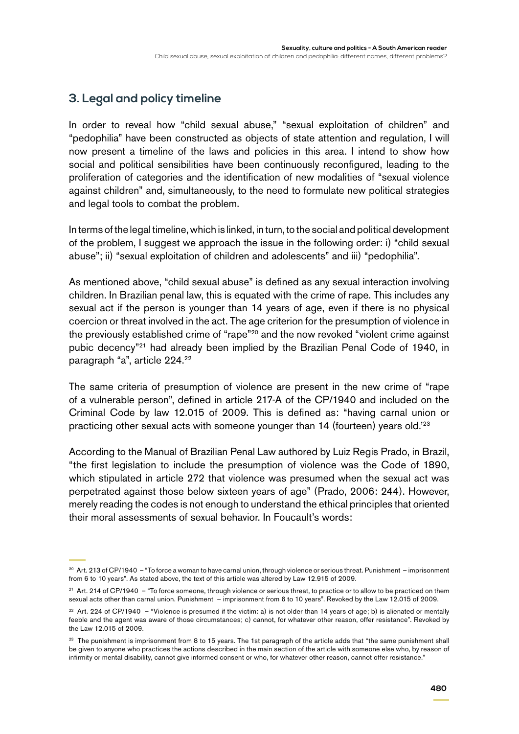## 3. Legal and policy timeline

In order to reveal how "child sexual abuse," "sexual exploitation of children" and "pedophilia" have been constructed as objects of state attention and regulation, I will now present a timeline of the laws and policies in this area. I intend to show how social and political sensibilities have been continuously reconfigured, leading to the proliferation of categories and the identification of new modalities of "sexual violence against children" and, simultaneously, to the need to formulate new political strategies and legal tools to combat the problem.

In terms of the legal timeline, which is linked, in turn, to the social and political development of the problem, I suggest we approach the issue in the following order: i) "child sexual abuse"; ii) "sexual exploitation of children and adolescents" and iii) "pedophilia".

As mentioned above, "child sexual abuse" is defined as any sexual interaction involving children. In Brazilian penal law, this is equated with the crime of rape. This includes any sexual act if the person is younger than 14 years of age, even if there is no physical coercion or threat involved in the act. The age criterion for the presumption of violence in the previously established crime of "rape"[20] and the now revoked "violent crime against pubic decency"[21] had already been implied by the Brazilian Penal Code of 1940, in paragraph "a", article 224.[22]

The same criteria of presumption of violence are present in the new crime of "rape of a vulnerable person", defined in article 217-A of the CP/1940 and included on the Criminal Code by law 12.015 of 2009. This is defined as: "having carnal union or practicing other sexual acts with someone younger than 14 (fourteen) years old.'[23]

According to the Manual of Brazilian Penal Law authored by Luiz Regis Prado, in Brazil, "the first legislation to include the presumption of violence was the Code of 1890, which stipulated in article 272 that violence was presumed when the sexual act was perpetrated against those below sixteen years of age" (Prado, 2006: 244). However, merely reading the codes is not enough to understand the ethical principles that oriented their moral assessments of sexual behavior. In Foucault's words:

---

[20] Art. 213 of CP/1940 – "To force a woman to have carnal union, through violence or serious threat. Punishment – imprisonment from 6 to 10 years". As stated above, the text of this article was altered by Law 12.915 of 2009.

[21] Art. 214 of CP/1940 – "To force someone, through violence or serious threat, to practice or to allow to be practiced on them sexual acts other than carnal union. Punishment – imprisonment from 6 to 10 years". Revoked by the Law 12.015 of 2009.

[22] Art. 224 of CP/1940 – "Violence is presumed if the victim: a) is not older than 14 years of age; b) is alienated or mentally feeble and the agent was aware of those circumstances; c) cannot, for whatever other reason, offer resistance". Revoked by the Law 12.015 of 2009.

[23] The punishment is imprisonment from 8 to 15 years. The 1st paragraph of the article adds that "the same punishment shall be given to anyone who practices the actions described in the main section of the article with someone else who, by reason of infirmity or mental disability, cannot give informed consent or who, for whatever other reason, cannot offer resistance."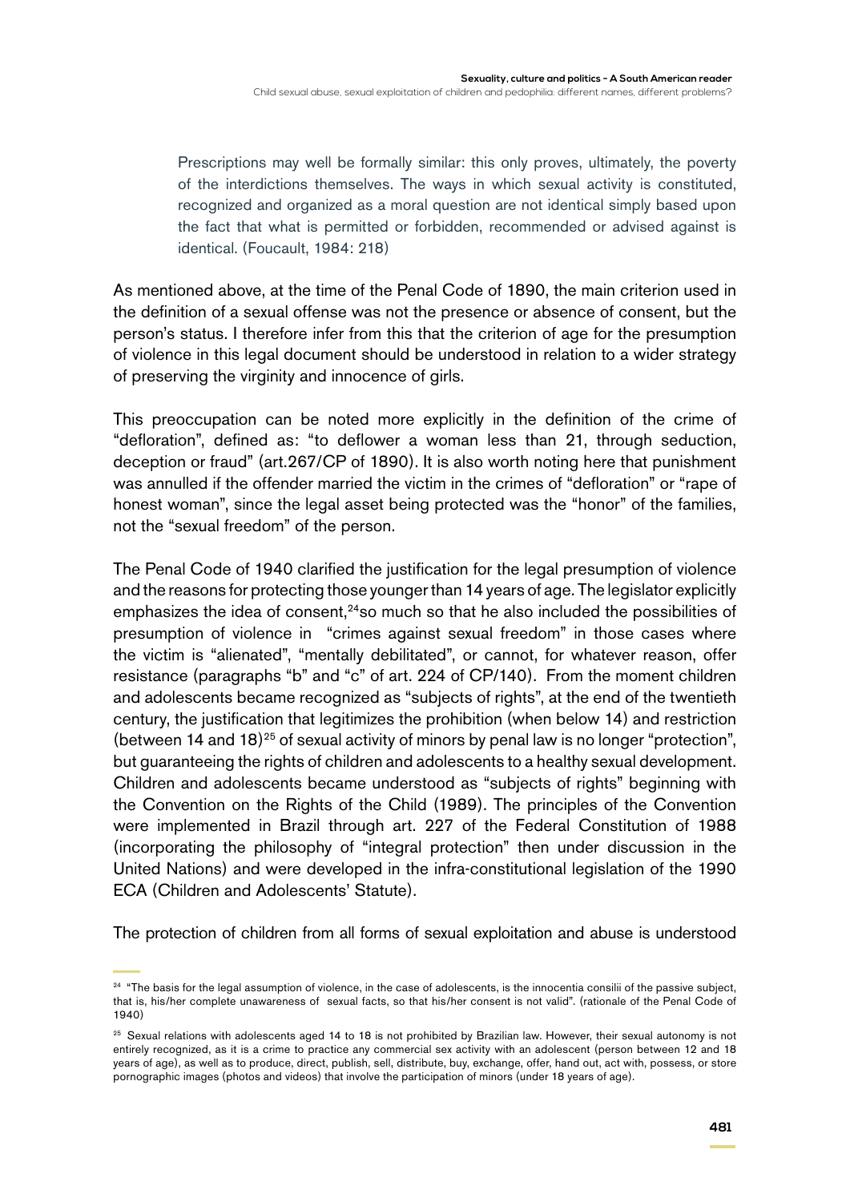> Prescriptions may well be formally similar: this only proves, ultimately, the poverty of the interdictions themselves. The ways in which sexual activity is constituted, recognized and organized as a moral question are not identical simply based upon the fact that what is permitted or forbidden, recommended or advised against is identical. (Foucault, 1984: 218)

As mentioned above, at the time of the Penal Code of 1890, the main criterion used in the definition of a sexual offense was not the presence or absence of consent, but the person's status. I therefore infer from this that the criterion of age for the presumption of violence in this legal document should be understood in relation to a wider strategy of preserving the virginity and innocence of girls.

This preoccupation can be noted more explicitly in the definition of the crime of "defloration", defined as: "to deflower a woman less than 21, through seduction, deception or fraud" (art.267/CP of 1890). It is also worth noting here that punishment was annulled if the offender married the victim in the crimes of "defloration" or "rape of honest woman", since the legal asset being protected was the "honor" of the families, not the "sexual freedom" of the person.

The Penal Code of 1940 clarified the justification for the legal presumption of violence and the reasons for protecting those younger than 14 years of age. The legislator explicitly emphasizes the idea of consent,[24] so much so that he also included the possibilities of presumption of violence in "crimes against sexual freedom" in those cases where the victim is "alienated", "mentally debilitated", or cannot, for whatever reason, offer resistance (paragraphs "b" and "c" of art. 224 of CP/140). From the moment children and adolescents became recognized as "subjects of rights", at the end of the twentieth century, the justification that legitimizes the prohibition (when below 14) and restriction (between 14 and 18)[25] of sexual activity of minors by penal law is no longer "protection", but guaranteeing the rights of children and adolescents to a healthy sexual development. Children and adolescents became understood as "subjects of rights" beginning with the Convention on the Rights of the Child (1989). The principles of the Convention were implemented in Brazil through art. 227 of the Federal Constitution of 1988 (incorporating the philosophy of "integral protection" then under discussion in the United Nations) and were developed in the infra-constitutional legislation of the 1990 ECA (Children and Adolescents' Statute).

The protection of children from all forms of sexual exploitation and abuse is understood

---

[24] "The basis for the legal assumption of violence, in the case of adolescents, is the innocentia consilii of the passive subject, that is, his/her complete unawareness of sexual facts, so that his/her consent is not valid". (rationale of the Penal Code of 1940)

[25] Sexual relations with adolescents aged 14 to 18 is not prohibited by Brazilian law. However, their sexual autonomy is not entirely recognized, as it is a crime to practice any commercial sex activity with an adolescent (person between 12 and 18 years of age), as well as to produce, direct, publish, sell, distribute, buy, exchange, offer, hand out, act with, possess, or store pornographic images (photos and videos) that involve the participation of minors (under 18 years of age).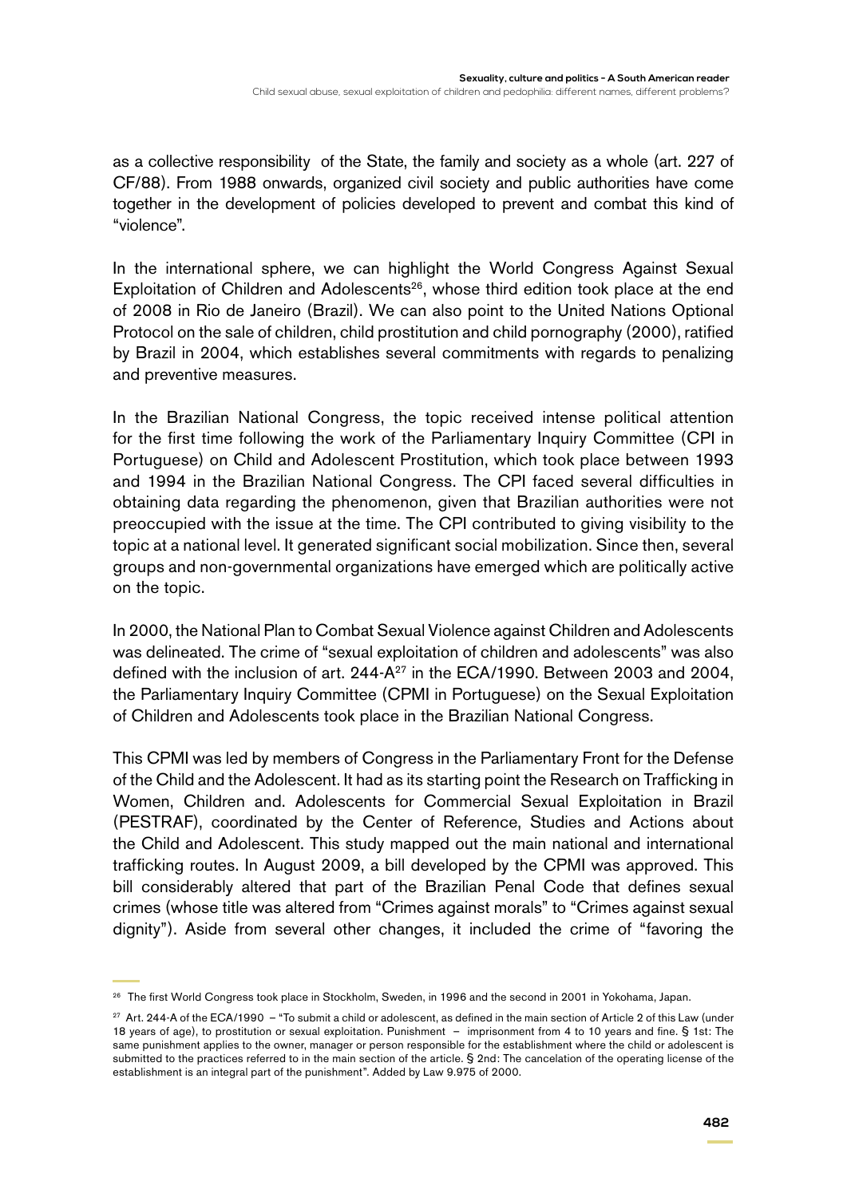as a collective responsibility of the State, the family and society as a whole (art. 227 of CF/88). From 1988 onwards, organized civil society and public authorities have come together in the development of policies developed to prevent and combat this kind of "violence".

In the international sphere, we can highlight the World Congress Against Sexual Exploitation of Children and Adolescents[26], whose third edition took place at the end of 2008 in Rio de Janeiro (Brazil). We can also point to the United Nations Optional Protocol on the sale of children, child prostitution and child pornography (2000), ratified by Brazil in 2004, which establishes several commitments with regards to penalizing and preventive measures.

In the Brazilian National Congress, the topic received intense political attention for the first time following the work of the Parliamentary Inquiry Committee (CPI in Portuguese) on Child and Adolescent Prostitution, which took place between 1993 and 1994 in the Brazilian National Congress. The CPI faced several difficulties in obtaining data regarding the phenomenon, given that Brazilian authorities were not preoccupied with the issue at the time. The CPI contributed to giving visibility to the topic at a national level. It generated significant social mobilization. Since then, several groups and non-governmental organizations have emerged which are politically active on the topic.

In 2000, the National Plan to Combat Sexual Violence against Children and Adolescents was delineated. The crime of "sexual exploitation of children and adolescents" was also defined with the inclusion of art. 244-A[27] in the ECA/1990. Between 2003 and 2004, the Parliamentary Inquiry Committee (CPMI in Portuguese) on the Sexual Exploitation of Children and Adolescents took place in the Brazilian National Congress.

This CPMI was led by members of Congress in the Parliamentary Front for the Defense of the Child and the Adolescent. It had as its starting point the Research on Trafficking in Women, Children and. Adolescents for Commercial Sexual Exploitation in Brazil (PESTRAF), coordinated by the Center of Reference, Studies and Actions about the Child and Adolescent. This study mapped out the main national and international trafficking routes. In August 2009, a bill developed by the CPMI was approved. This bill considerably altered that part of the Brazilian Penal Code that defines sexual crimes (whose title was altered from "Crimes against morals" to "Crimes against sexual dignity"). Aside from several other changes, it included the crime of "favoring the

---

[26] The first World Congress took place in Stockholm, Sweden, in 1996 and the second in 2001 in Yokohama, Japan.

[27] Art. 244-A of the ECA/1990 – "To submit a child or adolescent, as defined in the main section of Article 2 of this Law (under 18 years of age), to prostitution or sexual exploitation. Punishment – imprisonment from 4 to 10 years and fine. § 1st: The same punishment applies to the owner, manager or person responsible for the establishment where the child or adolescent is submitted to the practices referred to in the main section of the article. § 2nd: The cancelation of the operating license of the establishment is an integral part of the punishment". Added by Law 9.975 of 2000.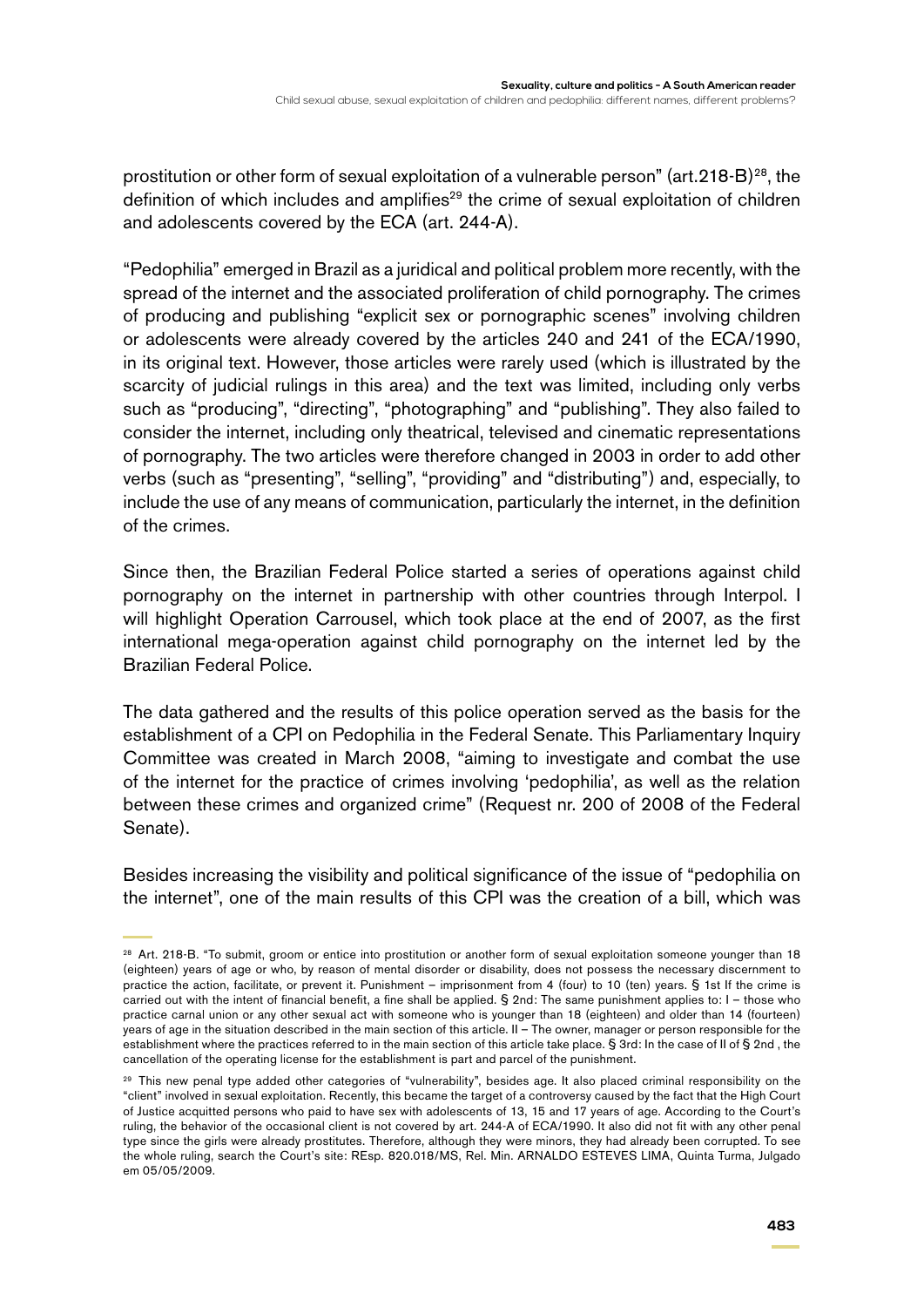prostitution or other form of sexual exploitation of a vulnerable person" (art.218-B)[28], the definition of which includes and amplifies[29] the crime of sexual exploitation of children and adolescents covered by the ECA (art. 244-A).

"Pedophilia" emerged in Brazil as a juridical and political problem more recently, with the spread of the internet and the associated proliferation of child pornography. The crimes of producing and publishing "explicit sex or pornographic scenes" involving children or adolescents were already covered by the articles 240 and 241 of the ECA/1990, in its original text. However, those articles were rarely used (which is illustrated by the scarcity of judicial rulings in this area) and the text was limited, including only verbs such as "producing", "directing", "photographing" and "publishing". They also failed to consider the internet, including only theatrical, televised and cinematic representations of pornography. The two articles were therefore changed in 2003 in order to add other verbs (such as "presenting", "selling", "providing" and "distributing") and, especially, to include the use of any means of communication, particularly the internet, in the definition of the crimes.

Since then, the Brazilian Federal Police started a series of operations against child pornography on the internet in partnership with other countries through Interpol. I will highlight Operation Carrousel, which took place at the end of 2007, as the first international mega-operation against child pornography on the internet led by the Brazilian Federal Police.

The data gathered and the results of this police operation served as the basis for the establishment of a CPI on Pedophilia in the Federal Senate. This Parliamentary Inquiry Committee was created in March 2008, "aiming to investigate and combat the use of the internet for the practice of crimes involving 'pedophilia', as well as the relation between these crimes and organized crime" (Request nr. 200 of 2008 of the Federal Senate).

Besides increasing the visibility and political significance of the issue of "pedophilia on the internet", one of the main results of this CPI was the creation of a bill, which was

---

[28] Art. 218-B. "To submit, groom or entice into prostitution or another form of sexual exploitation someone younger than 18 (eighteen) years of age or who, by reason of mental disorder or disability, does not possess the necessary discernment to practice the action, facilitate, or prevent it. Punishment – imprisonment from 4 (four) to 10 (ten) years. § 1st If the crime is carried out with the intent of financial benefit, a fine shall be applied. § 2nd: The same punishment applies to: I – those who practice carnal union or any other sexual act with someone who is younger than 18 (eighteen) and older than 14 (fourteen) years of age in the situation described in the main section of this article. II – The owner, manager or person responsible for the establishment where the practices referred to in the main section of this article take place. § 3rd: In the case of II of § 2nd , the cancellation of the operating license for the establishment is part and parcel of the punishment.

[29] This new penal type added other categories of "vulnerability", besides age. It also placed criminal responsibility on the "client" involved in sexual exploitation. Recently, this became the target of a controversy caused by the fact that the High Court of Justice acquitted persons who paid to have sex with adolescents of 13, 15 and 17 years of age. According to the Court's ruling, the behavior of the occasional client is not covered by art. 244-A of ECA/1990. It also did not fit with any other penal type since the girls were already prostitutes. Therefore, although they were minors, they had already been corrupted. To see the whole ruling, search the Court's site: REsp. 820.018/MS, Rel. Min. ARNALDO ESTEVES LIMA, Quinta Turma, Julgado em 05/05/2009.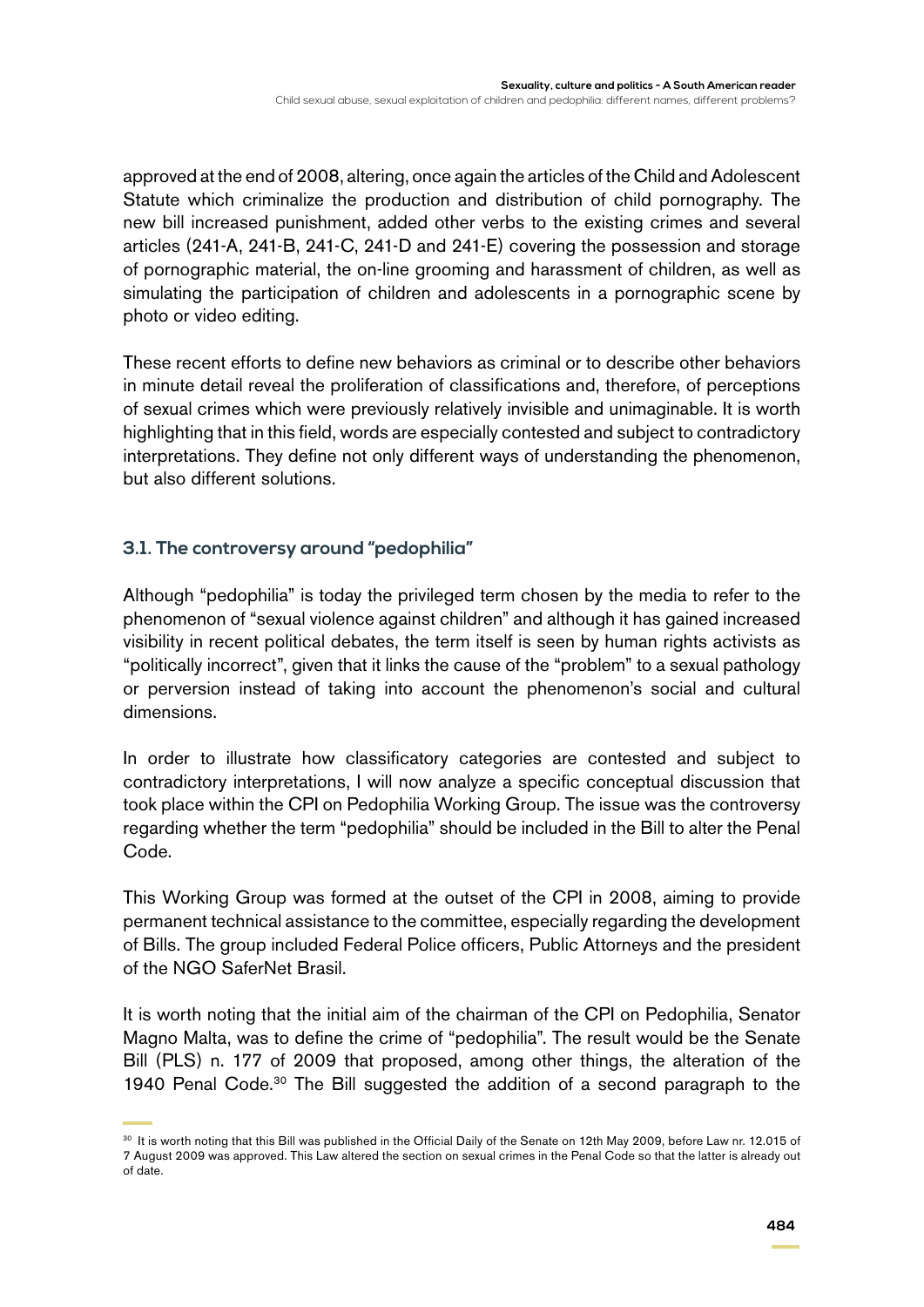approved at the end of 2008, altering, once again the articles of the Child and Adolescent Statute which criminalize the production and distribution of child pornography. The new bill increased punishment, added other verbs to the existing crimes and several articles (241-A, 241-B, 241-C, 241-D and 241-E) covering the possession and storage of pornographic material, the on-line grooming and harassment of children, as well as simulating the participation of children and adolescents in a pornographic scene by photo or video editing.

These recent efforts to define new behaviors as criminal or to describe other behaviors in minute detail reveal the proliferation of classifications and, therefore, of perceptions of sexual crimes which were previously relatively invisible and unimaginable. It is worth highlighting that in this field, words are especially contested and subject to contradictory interpretations. They define not only different ways of understanding the phenomenon, but also different solutions.

### 3.1. The controversy around "pedophilia"

Although "pedophilia" is today the privileged term chosen by the media to refer to the phenomenon of "sexual violence against children" and although it has gained increased visibility in recent political debates, the term itself is seen by human rights activists as "politically incorrect", given that it links the cause of the "problem" to a sexual pathology or perversion instead of taking into account the phenomenon's social and cultural dimensions.

In order to illustrate how classificatory categories are contested and subject to contradictory interpretations, I will now analyze a specific conceptual discussion that took place within the CPI on Pedophilia Working Group. The issue was the controversy regarding whether the term "pedophilia" should be included in the Bill to alter the Penal Code.

This Working Group was formed at the outset of the CPI in 2008, aiming to provide permanent technical assistance to the committee, especially regarding the development of Bills. The group included Federal Police officers, Public Attorneys and the president of the NGO SaferNet Brasil.

It is worth noting that the initial aim of the chairman of the CPI on Pedophilia, Senator Magno Malta, was to define the crime of "pedophilia". The result would be the Senate Bill (PLS) n. 177 of 2009 that proposed, among other things, the alteration of the 1940 Penal Code.[30] The Bill suggested the addition of a second paragraph to the

[30] It is worth noting that this Bill was published in the Official Daily of the Senate on 12th May 2009, before Law nr. 12.015 of 7 August 2009 was approved. This Law altered the section on sexual crimes in the Penal Code so that the latter is already out of date.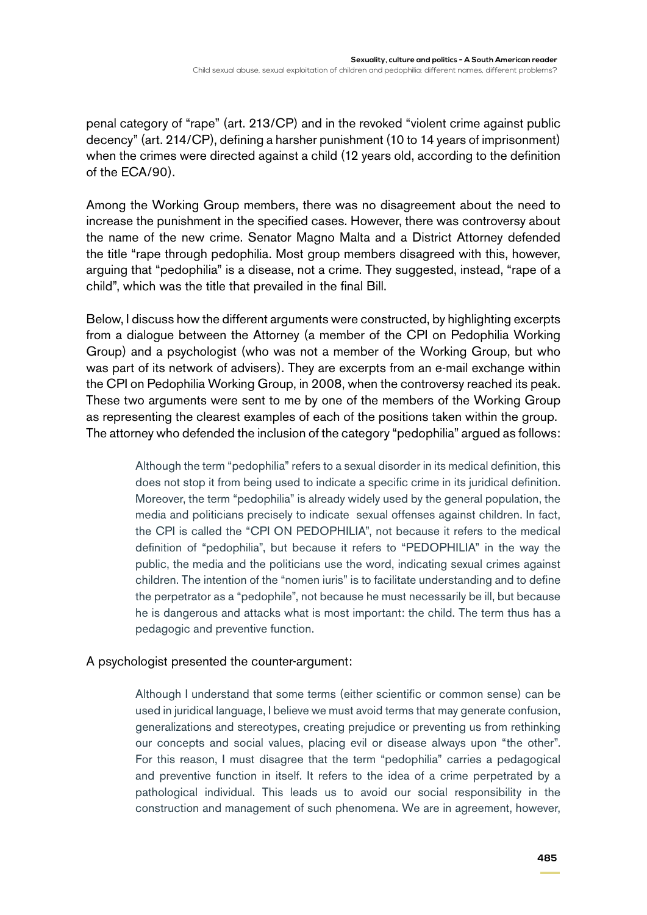penal category of "rape" (art. 213/CP) and in the revoked "violent crime against public decency" (art. 214/CP), defining a harsher punishment (10 to 14 years of imprisonment) when the crimes were directed against a child (12 years old, according to the definition of the ECA/90).

Among the Working Group members, there was no disagreement about the need to increase the punishment in the specified cases. However, there was controversy about the name of the new crime. Senator Magno Malta and a District Attorney defended the title "rape through pedophilia. Most group members disagreed with this, however, arguing that "pedophilia" is a disease, not a crime. They suggested, instead, "rape of a child", which was the title that prevailed in the final Bill.

Below, I discuss how the different arguments were constructed, by highlighting excerpts from a dialogue between the Attorney (a member of the CPI on Pedophilia Working Group) and a psychologist (who was not a member of the Working Group, but who was part of its network of advisers). They are excerpts from an e-mail exchange within the CPI on Pedophilia Working Group, in 2008, when the controversy reached its peak. These two arguments were sent to me by one of the members of the Working Group as representing the clearest examples of each of the positions taken within the group. The attorney who defended the inclusion of the category "pedophilia" argued as follows:

> Although the term "pedophilia" refers to a sexual disorder in its medical definition, this does not stop it from being used to indicate a specific crime in its juridical definition. Moreover, the term "pedophilia" is already widely used by the general population, the media and politicians precisely to indicate sexual offenses against children. In fact, the CPI is called the "CPI ON PEDOPHILIA", not because it refers to the medical definition of "pedophilia", but because it refers to "PEDOPHILIA" in the way the public, the media and the politicians use the word, indicating sexual crimes against children. The intention of the "nomen iuris" is to facilitate understanding and to define the perpetrator as a "pedophile", not because he must necessarily be ill, but because he is dangerous and attacks what is most important: the child. The term thus has a pedagogic and preventive function.

A psychologist presented the counter-argument:

> Although I understand that some terms (either scientific or common sense) can be used in juridical language, I believe we must avoid terms that may generate confusion, generalizations and stereotypes, creating prejudice or preventing us from rethinking our concepts and social values, placing evil or disease always upon "the other". For this reason, I must disagree that the term "pedophilia" carries a pedagogical and preventive function in itself. It refers to the idea of a crime perpetrated by a pathological individual. This leads us to avoid our social responsibility in the construction and management of such phenomena. We are in agreement, however,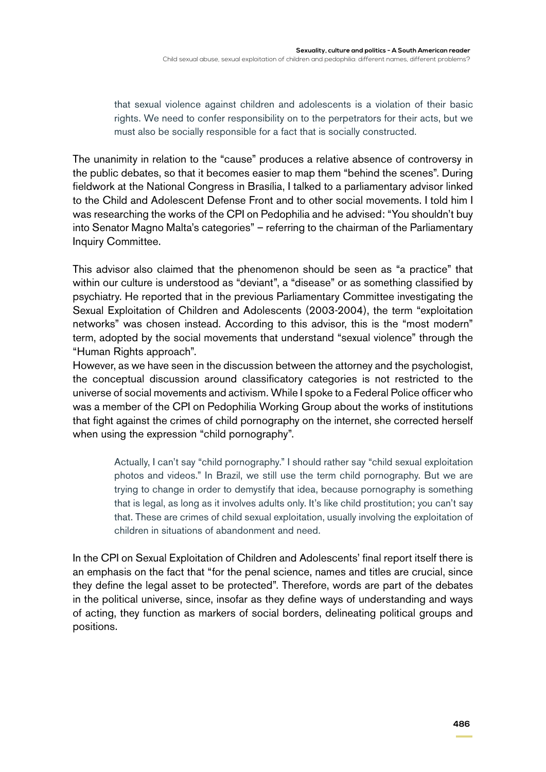> that sexual violence against children and adolescents is a violation of their basic rights. We need to confer responsibility on to the perpetrators for their acts, but we must also be socially responsible for a fact that is socially constructed.

The unanimity in relation to the "cause" produces a relative absence of controversy in the public debates, so that it becomes easier to map them "behind the scenes". During fieldwork at the National Congress in Brasília, I talked to a parliamentary advisor linked to the Child and Adolescent Defense Front and to other social movements. I told him I was researching the works of the CPI on Pedophilia and he advised: "You shouldn't buy into Senator Magno Malta's categories" – referring to the chairman of the Parliamentary Inquiry Committee.

This advisor also claimed that the phenomenon should be seen as "a practice" that within our culture is understood as "deviant", a "disease" or as something classified by psychiatry. He reported that in the previous Parliamentary Committee investigating the Sexual Exploitation of Children and Adolescents (2003-2004), the term "exploitation networks" was chosen instead. According to this advisor, this is the "most modern" term, adopted by the social movements that understand "sexual violence" through the "Human Rights approach".

However, as we have seen in the discussion between the attorney and the psychologist, the conceptual discussion around classificatory categories is not restricted to the universe of social movements and activism. While I spoke to a Federal Police officer who was a member of the CPI on Pedophilia Working Group about the works of institutions that fight against the crimes of child pornography on the internet, she corrected herself when using the expression "child pornography".

> Actually, I can't say "child pornography." I should rather say "child sexual exploitation photos and videos." In Brazil, we still use the term child pornography. But we are trying to change in order to demystify that idea, because pornography is something that is legal, as long as it involves adults only. It's like child prostitution; you can't say that. These are crimes of child sexual exploitation, usually involving the exploitation of children in situations of abandonment and need.

In the CPI on Sexual Exploitation of Children and Adolescents' final report itself there is an emphasis on the fact that "for the penal science, names and titles are crucial, since they define the legal asset to be protected". Therefore, words are part of the debates in the political universe, since, insofar as they define ways of understanding and ways of acting, they function as markers of social borders, delineating political groups and positions.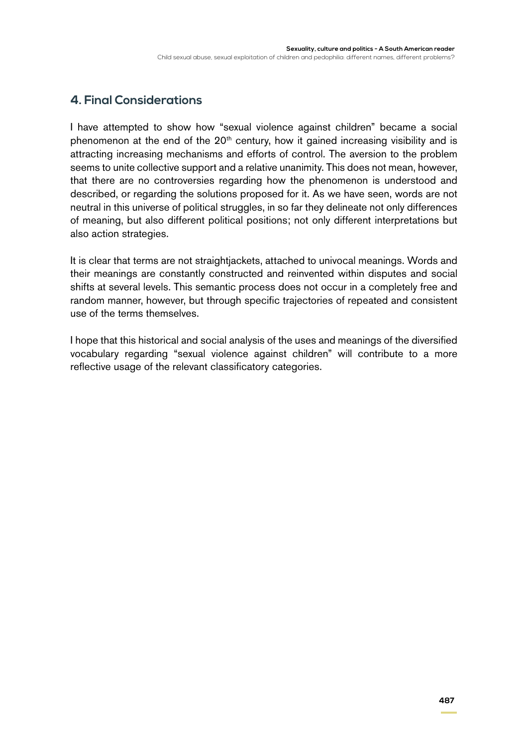## 4. Final Considerations

I have attempted to show how "sexual violence against children" became a social phenomenon at the end of the 20th century, how it gained increasing visibility and is attracting increasing mechanisms and efforts of control. The aversion to the problem seems to unite collective support and a relative unanimity. This does not mean, however, that there are no controversies regarding how the phenomenon is understood and described, or regarding the solutions proposed for it. As we have seen, words are not neutral in this universe of political struggles, in so far they delineate not only differences of meaning, but also different political positions; not only different interpretations but also action strategies.

It is clear that terms are not straightjackets, attached to univocal meanings. Words and their meanings are constantly constructed and reinvented within disputes and social shifts at several levels. This semantic process does not occur in a completely free and random manner, however, but through specific trajectories of repeated and consistent use of the terms themselves.

I hope that this historical and social analysis of the uses and meanings of the diversified vocabulary regarding "sexual violence against children" will contribute to a more reflective usage of the relevant classificatory categories.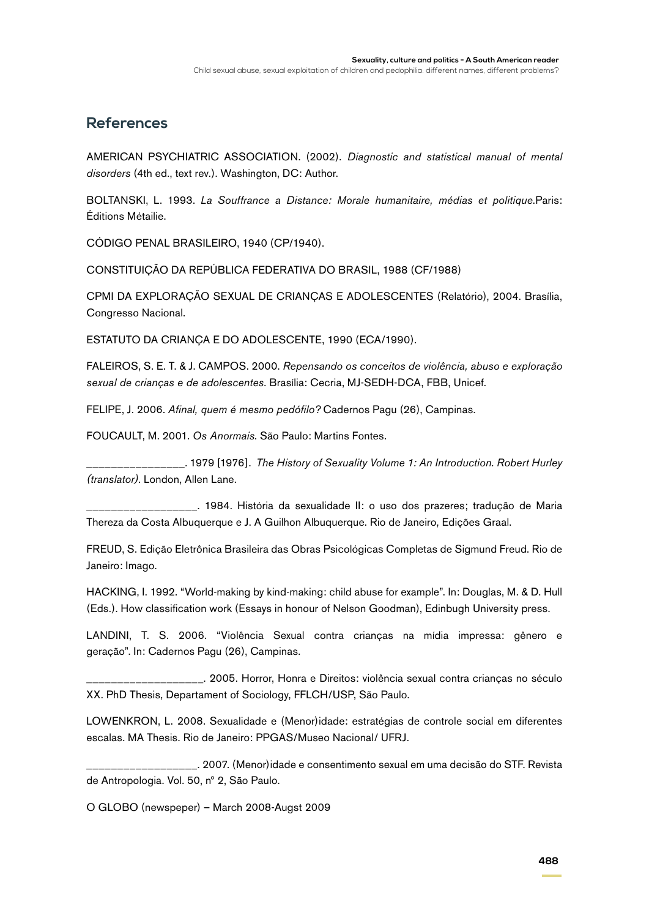## References

AMERICAN PSYCHIATRIC ASSOCIATION. (2002). *Diagnostic and statistical manual of mental disorders* (4th ed., text rev.). Washington, DC: Author.

BOLTANSKI, L. 1993. *La Souffrance a Distance: Morale humanitaire, médias et politique*.Paris: Éditions Métailie.

CÓDIGO PENAL BRASILEIRO, 1940 (CP/1940).

CONSTITUIÇÃO DA REPÚBLICA FEDERATIVA DO BRASIL, 1988 (CF/1988)

CPMI DA EXPLORAÇÃO SEXUAL DE CRIANÇAS E ADOLESCENTES (Relatório), 2004. Brasília, Congresso Nacional.

ESTATUTO DA CRIANÇA E DO ADOLESCENTE, 1990 (ECA/1990).

FALEIROS, S. E. T. & J. CAMPOS. 2000. *Repensando os conceitos de violência, abuso e exploração sexual de crianças e de adolescentes*. Brasília: Cecria, MJ-SEDH-DCA, FBB, Unicef.

FELIPE, J. 2006. *Afinal, quem é mesmo pedófilo?* Cadernos Pagu (26), Campinas.

FOUCAULT, M. 2001. *Os Anormais*. São Paulo: Martins Fontes.

_______________. 1979 [1976]. *The History of Sexuality Volume 1: An Introduction. Robert Hurley (translator).* London, Allen Lane.

_________________. 1984. História da sexualidade II: o uso dos prazeres; tradução de Maria Thereza da Costa Albuquerque e J. A Guilhon Albuquerque. Rio de Janeiro, Edições Graal.

FREUD, S. Edição Eletrônica Brasileira das Obras Psicológicas Completas de Sigmund Freud. Rio de Janeiro: Imago.

HACKING, I. 1992. "World-making by kind-making: child abuse for example". In: Douglas, M. & D. Hull (Eds.). How classification work (Essays in honour of Nelson Goodman), Edinbugh University press.

LANDINI, T. S. 2006. "Violência Sexual contra crianças na mídia impressa: gênero e geração". In: Cadernos Pagu (26), Campinas.

__________________. 2005. Horror, Honra e Direitos: violência sexual contra crianças no século XX. PhD Thesis, Departament of Sociology, FFLCH/USP, São Paulo.

LOWENKRON, L. 2008. Sexualidade e (Menor)idade: estratégias de controle social em diferentes escalas. MA Thesis. Rio de Janeiro: PPGAS/Museo Nacional/ UFRJ.

_________________. 2007. (Menor)idade e consentimento sexual em uma decisão do STF. Revista de Antropologia. Vol. 50, nº 2, São Paulo.

O GLOBO (newspeper) – March 2008-Augst 2009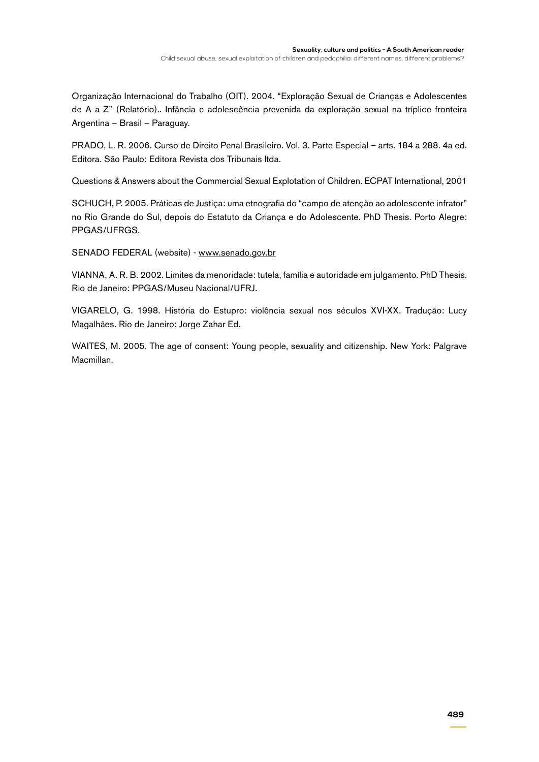Organização Internacional do Trabalho (OIT). 2004. "Exploração Sexual de Crianças e Adolescentes de A a Z" (Relatório).. Infância e adolescência prevenida da exploração sexual na tríplice fronteira Argentina – Brasil – Paraguay.

PRADO, L. R. 2006. Curso de Direito Penal Brasileiro. Vol. 3. Parte Especial – arts. 184 a 288. 4a ed. Editora. São Paulo: Editora Revista dos Tribunais ltda.

Questions & Answers about the Commercial Sexual Explotation of Children. ECPAT International, 2001

SCHUCH, P. 2005. Práticas de Justiça: uma etnografia do "campo de atenção ao adolescente infrator" no Rio Grande do Sul, depois do Estatuto da Criança e do Adolescente. PhD Thesis. Porto Alegre: PPGAS/UFRGS.

SENADO FEDERAL (website) - www.senado.gov.br

VIANNA, A. R. B. 2002. Limites da menoridade: tutela, família e autoridade em julgamento. PhD Thesis. Rio de Janeiro: PPGAS/Museu Nacional/UFRJ.

VIGARELO, G. 1998. História do Estupro: violência sexual nos séculos XVI-XX. Tradução: Lucy Magalhães. Rio de Janeiro: Jorge Zahar Ed.

WAITES, M. 2005. The age of consent: Young people, sexuality and citizenship. New York: Palgrave Macmillan.